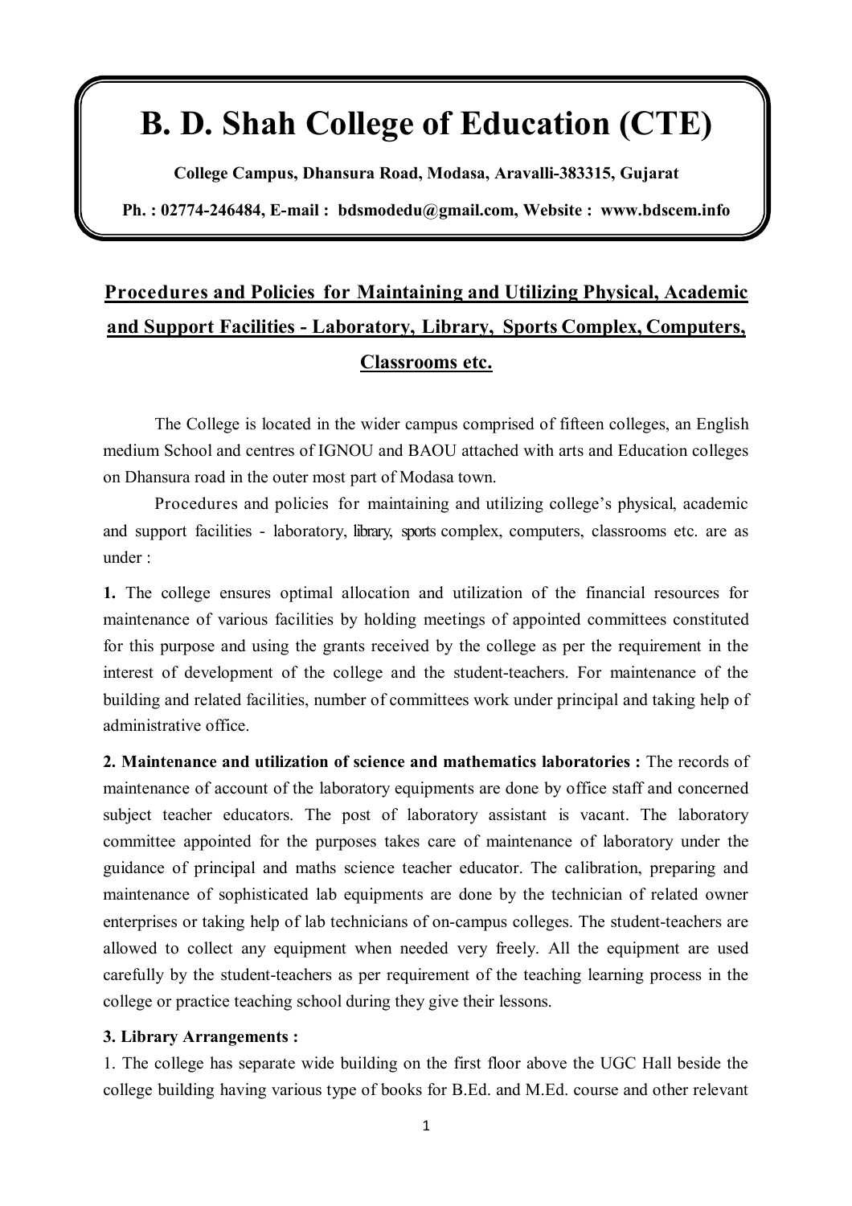# B. D. Shah College of Education (CTE)

**College Campus, Dhansura Road, Modasa, Aravalli-383315, Gujarat**

**Ph. : 02774-246484, E-mail : bdsmodedu@gmail.com, Website : www.bdscem.info**

## Procedures and Policies for Maintaining and Utilizing Physical, Academic and Support Facilities - Laboratory, Library, Sports Complex, Computers, Classrooms etc.

The College is located in the wider campus comprised of fifteen colleges, an English medium School and centres of IGNOU and BAOU attached with arts and Education colleges on Dhansura road in the outer most part of Modasa town.

Procedures and policies for maintaining and utilizing college's physical, academic and support facilities - laboratory, library, sports complex, computers, classrooms etc. are as under :

**1.** The college ensures optimal allocation and utilization of the financial resources for maintenance of various facilities by holding meetings of appointed committees constituted for this purpose and using the grants received by the college as per the requirement in the interest of development of the college and the student-teachers. For maintenance of the building and related facilities, number of committees work under principal and taking help of administrative office.

**2. Maintenance and utilization of science and mathematics laboratories :** The records of maintenance of account of the laboratory equipments are done by office staff and concerned subject teacher educators. The post of laboratory assistant is vacant. The laboratory committee appointed for the purposes takes care of maintenance of laboratory under the guidance of principal and maths science teacher educator. The calibration, preparing and maintenance of sophisticated lab equipments are done by the technician of related owner enterprises or taking help of lab technicians of on-campus colleges. The student-teachers are allowed to collect any equipment when needed very freely. All the equipment are used carefully by the student-teachers as per requirement of the teaching learning process in the college or practice teaching school during they give their lessons.

**3. Library Arrangements :**

1. The college has separate wide building on the first floor above the UGC Hall beside the college building having various type of books for B.Ed. and M.Ed. course and other relevant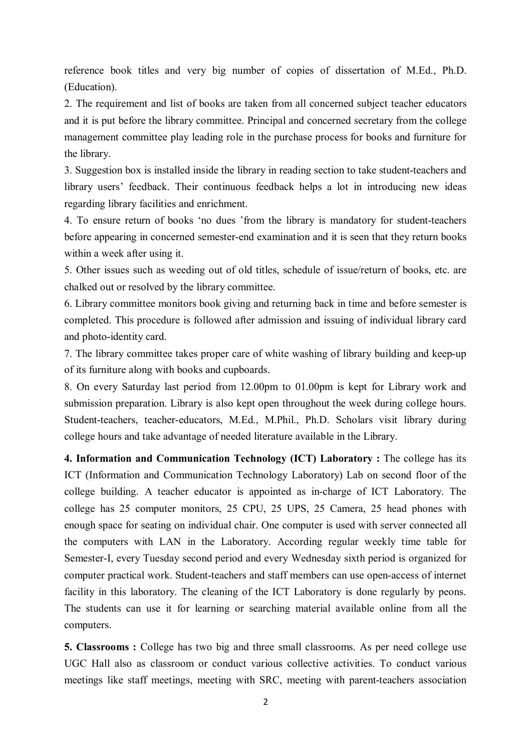reference book titles and very big number of copies of dissertation of M.Ed., Ph.D. (Education).

2. The requirement and list of books are taken from all concerned subject teacher educators and it is put before the library committee. Principal and concerned secretary from the college management committee play leading role in the purchase process for books and furniture for the library.

3. Suggestion box is installed inside the library in reading section to take student-teachers and library users' feedback. Their continuous feedback helps a lot in introducing new ideas regarding library facilities and enrichment.

4. To ensure return of books 'no dues 'from the library is mandatory for student-teachers before appearing in concerned semester-end examination and it is seen that they return books within a week after using it.

5. Other issues such as weeding out of old titles, schedule of issue/return of books, etc. are chalked out or resolved by the library committee.

6. Library committee monitors book giving and returning back in time and before semester is completed. This procedure is followed after admission and issuing of individual library card and photo-identity card.

7. The library committee takes proper care of white washing of library building and keep-up of its furniture along with books and cupboards.

8. On every Saturday last period from 12.00pm to 01.00pm is kept for Library work and submission preparation. Library is also kept open throughout the week during college hours. Student-teachers, teacher-educators, M.Ed., M.Phil., Ph.D. Scholars visit library during college hours and take advantage of needed literature available in the Library.

**4. Information and Communication Technology (ICT) Laboratory :** The college has its ICT (Information and Communication Technology Laboratory) Lab on second floor of the college building. A teacher educator is appointed as in-charge of ICT Laboratory. The college has 25 computer monitors, 25 CPU, 25 UPS, 25 Camera, 25 head phones with enough space for seating on individual chair. One computer is used with server connected all the computers with LAN in the Laboratory. According regular weekly time table for Semester-I, every Tuesday second period and every Wednesday sixth period is organized for computer practical work. Student-teachers and staff members can use open-access of internet facility in this laboratory. The cleaning of the ICT Laboratory is done regularly by peons. The students can use it for learning or searching material available online from all the computers.

**5. Classrooms :** College has two big and three small classrooms. As per need college use UGC Hall also as classroom or conduct various collective activities. To conduct various meetings like staff meetings, meeting with SRC, meeting with parent-teachers association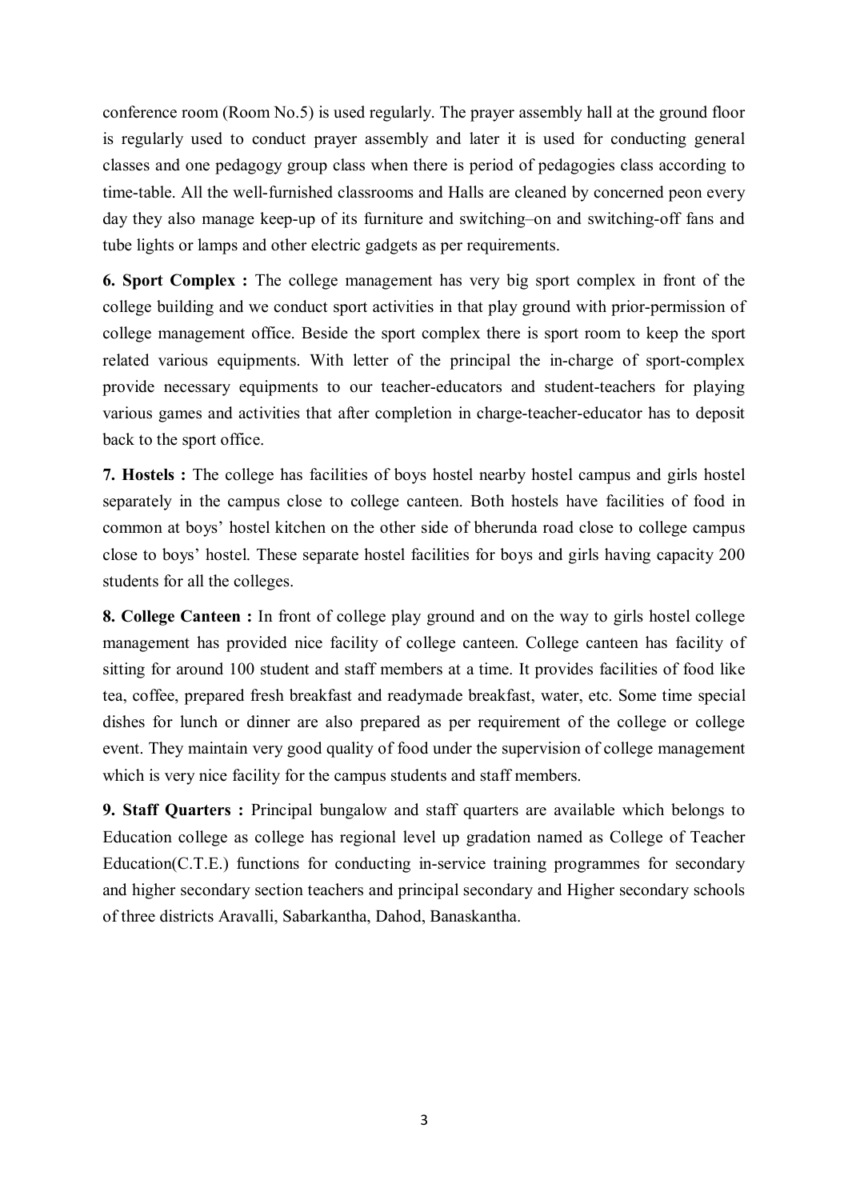conference room (Room No.5) is used regularly. The prayer assembly hall at the ground floor is regularly used to conduct prayer assembly and later it is used for conducting general classes and one pedagogy group class when there is period of pedagogies class according to time-table. All the well-furnished classrooms and Halls are cleaned by concerned peon every day they also manage keep-up of its furniture and switching–on and switching-off fans and tube lights or lamps and other electric gadgets as per requirements.

**6. Sport Complex :** The college management has very big sport complex in front of the college building and we conduct sport activities in that play ground with prior-permission of college management office. Beside the sport complex there is sport room to keep the sport related various equipments. With letter of the principal the in-charge of sport-complex provide necessary equipments to our teacher-educators and student-teachers for playing various games and activities that after completion in charge-teacher-educator has to deposit back to the sport office.

**7. Hostels :** The college has facilities of boys hostel nearby hostel campus and girls hostel separately in the campus close to college canteen. Both hostels have facilities of food in common at boys' hostel kitchen on the other side of bherunda road close to college campus close to boys' hostel. These separate hostel facilities for boys and girls having capacity 200 students for all the colleges.

**8. College Canteen :** In front of college play ground and on the way to girls hostel college management has provided nice facility of college canteen. College canteen has facility of sitting for around 100 student and staff members at a time. It provides facilities of food like tea, coffee, prepared fresh breakfast and readymade breakfast, water, etc. Some time special dishes for lunch or dinner are also prepared as per requirement of the college or college event. They maintain very good quality of food under the supervision of college management which is very nice facility for the campus students and staff members.

**9. Staff Quarters :** Principal bungalow and staff quarters are available which belongs to Education college as college has regional level up gradation named as College of Teacher Education(C.T.E.) functions for conducting in-service training programmes for secondary and higher secondary section teachers and principal secondary and Higher secondary schools of three districts Aravalli, Sabarkantha, Dahod, Banaskantha.